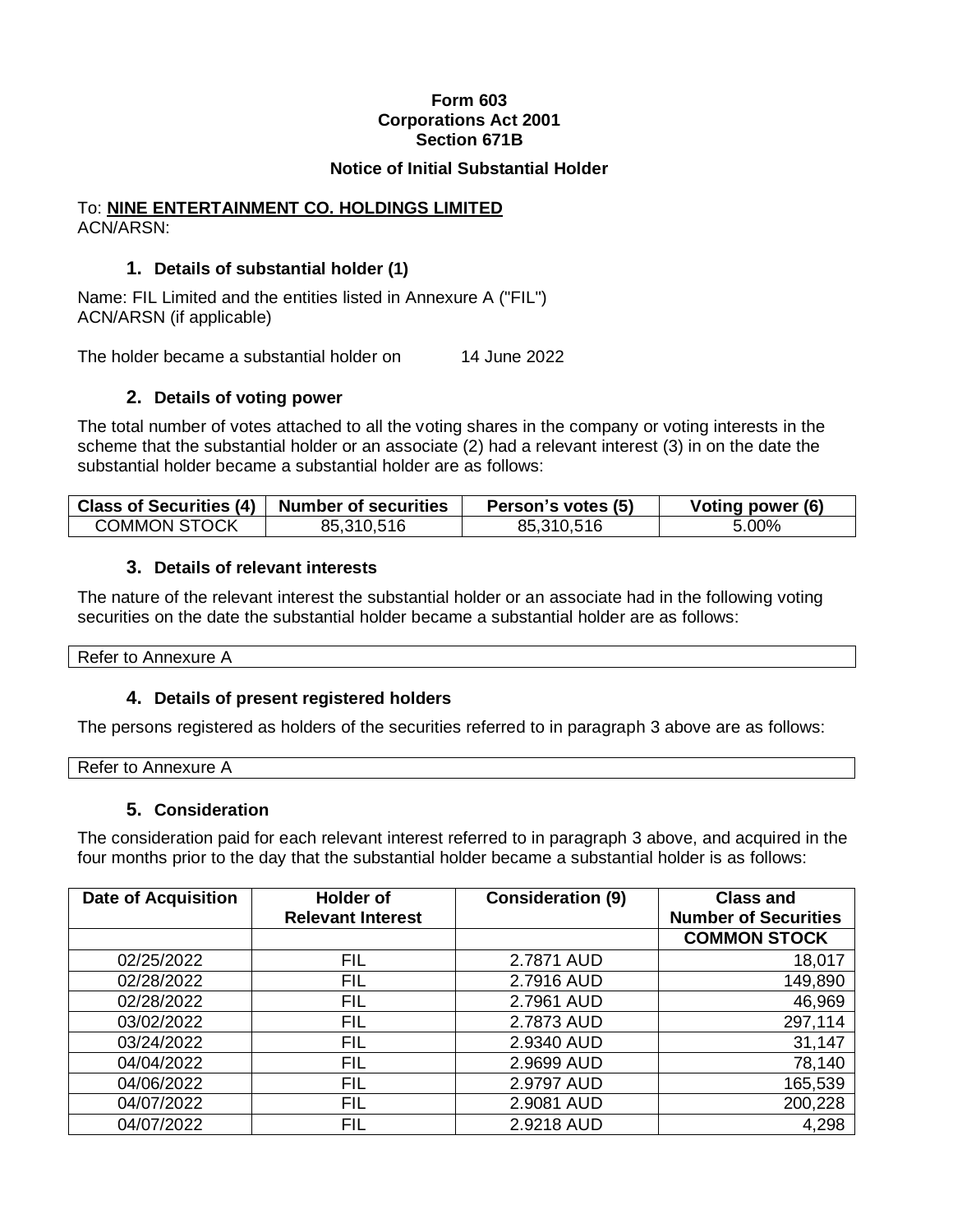**Form 603**
**Corporations Act 2001**
**Section 671B**

# Notice of Initial Substantial Holder

To: **NINE ENTERTAINMENT CO. HOLDINGS LIMITED**
ACN/ARSN:

## 1. Details of substantial holder (1)

Name: FIL Limited and the entities listed in Annexure A ("FIL")
ACN/ARSN (if applicable)

The holder became a substantial holder on 14 June 2022

## 2. Details of voting power

The total number of votes attached to all the voting shares in the company or voting interests in the scheme that the substantial holder or an associate (2) had a relevant interest (3) in on the date the substantial holder became a substantial holder are as follows:

| Class of Securities (4) | Number of securities | Person's votes (5) | Voting power (6) |
|---|---|---|---|
| COMMON STOCK | 85,310,516 | 85,310,516 | 5.00% |

## 3. Details of relevant interests

The nature of the relevant interest the substantial holder or an associate had in the following voting securities on the date the substantial holder became a substantial holder are as follows:

Refer to Annexure A

## 4. Details of present registered holders

The persons registered as holders of the securities referred to in paragraph 3 above are as follows:

Refer to Annexure A

## 5. Consideration

The consideration paid for each relevant interest referred to in paragraph 3 above, and acquired in the four months prior to the day that the substantial holder became a substantial holder is as follows:

| Date of Acquisition | Holder of Relevant Interest | Consideration (9) | Class and Number of Securities |
|---|---|---|---|
| | | | **COMMON STOCK** |
| 02/25/2022 | FIL | 2.7871 AUD | 18,017 |
| 02/28/2022 | FIL | 2.7916 AUD | 149,890 |
| 02/28/2022 | FIL | 2.7961 AUD | 46,969 |
| 03/02/2022 | FIL | 2.7873 AUD | 297,114 |
| 03/24/2022 | FIL | 2.9340 AUD | 31,147 |
| 04/04/2022 | FIL | 2.9699 AUD | 78,140 |
| 04/06/2022 | FIL | 2.9797 AUD | 165,539 |
| 04/07/2022 | FIL | 2.9081 AUD | 200,228 |
| 04/07/2022 | FIL | 2.9218 AUD | 4,298 |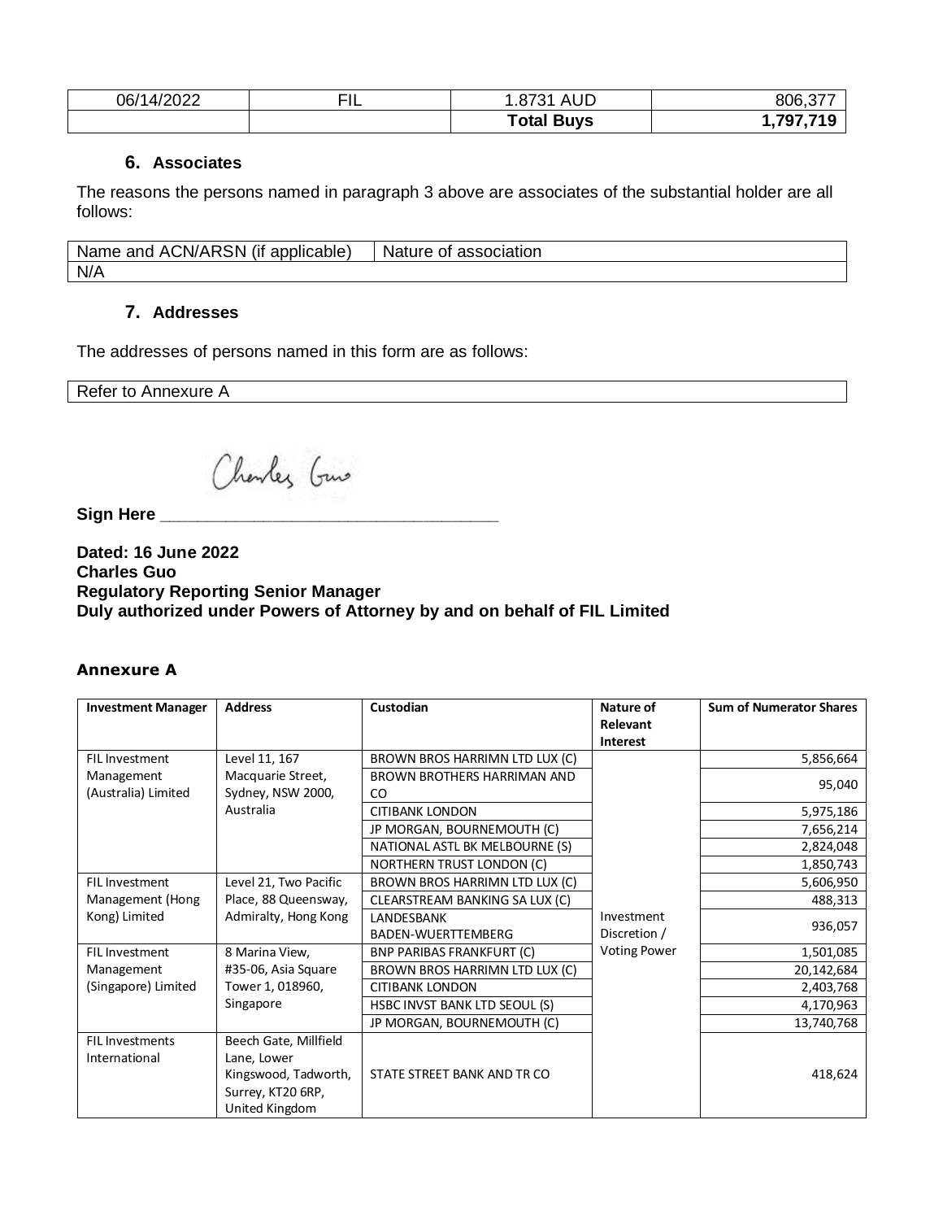| | | | |
|---|---|---|---|
| 06/14/2022 | FIL | 1.8731 AUD | 806,377 |
| | | **Total Buys** | **1,797,719** |

### 6. Associates

The reasons the persons named in paragraph 3 above are associates of the substantial holder are all follows:

| Name and ACN/ARSN (if applicable) | Nature of association |
|---|---|
| N/A | |

### 7. Addresses

The addresses of persons named in this form are as follows:

| |
|---|
| Refer to Annexure A |

**Sign Here** ____________________________________

**Dated: 16 June 2022**
**Charles Guo**
**Regulatory Reporting Senior Manager**
**Duly authorized under Powers of Attorney by and on behalf of FIL Limited**

### Annexure A

| Investment Manager | Address | Custodian | Nature of Relevant Interest | Sum of Numerator Shares |
|---|---|---|---|---|
| FIL Investment Management (Australia) Limited | Level 11, 167 Macquarie Street, Sydney, NSW 2000, Australia | BROWN BROS HARRIMN LTD LUX (C) | Investment Discretion / Voting Power | 5,856,664 |
| | | BROWN BROTHERS HARRIMAN AND CO | | 95,040 |
| | | CITIBANK LONDON | | 5,975,186 |
| | | JP MORGAN, BOURNEMOUTH (C) | | 7,656,214 |
| | | NATIONAL ASTL BK MELBOURNE (S) | | 2,824,048 |
| | | NORTHERN TRUST LONDON (C) | | 1,850,743 |
| FIL Investment Management (Hong Kong) Limited | Level 21, Two Pacific Place, 88 Queensway, Admiralty, Hong Kong | BROWN BROS HARRIMN LTD LUX (C) | | 5,606,950 |
| | | CLEARSTREAM BANKING SA LUX (C) | | 488,313 |
| | | LANDESBANK BADEN-WUERTTEMBERG | | 936,057 |
| FIL Investment Management (Singapore) Limited | 8 Marina View, #35-06, Asia Square Tower 1, 018960, Singapore | BNP PARIBAS FRANKFURT (C) | | 1,501,085 |
| | | BROWN BROS HARRIMN LTD LUX (C) | | 20,142,684 |
| | | CITIBANK LONDON | | 2,403,768 |
| | | HSBC INVST BANK LTD SEOUL (S) | | 4,170,963 |
| | | JP MORGAN, BOURNEMOUTH (C) | | 13,740,768 |
| FIL Investments International | Beech Gate, Millfield Lane, Lower Kingswood, Tadworth, Surrey, KT20 6RP, United Kingdom | STATE STREET BANK AND TR CO | | 418,624 |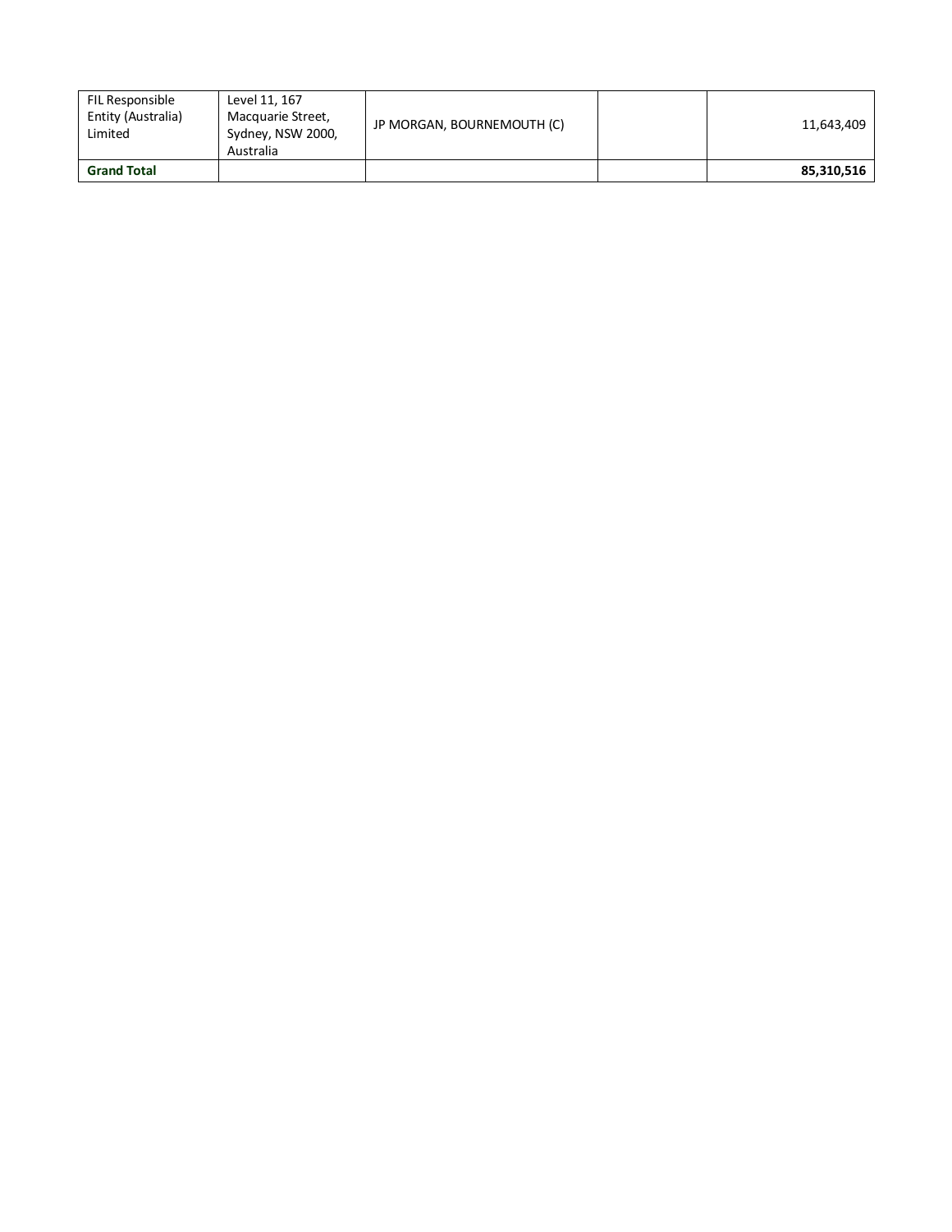| | | | | |
|---|---|---|---|---|
| FIL Responsible Entity (Australia) Limited | Level 11, 167 Macquarie Street, Sydney, NSW 2000, Australia | JP MORGAN, BOURNEMOUTH (C) | | 11,643,409 |
| **Grand Total** | | | | **85,310,516** |